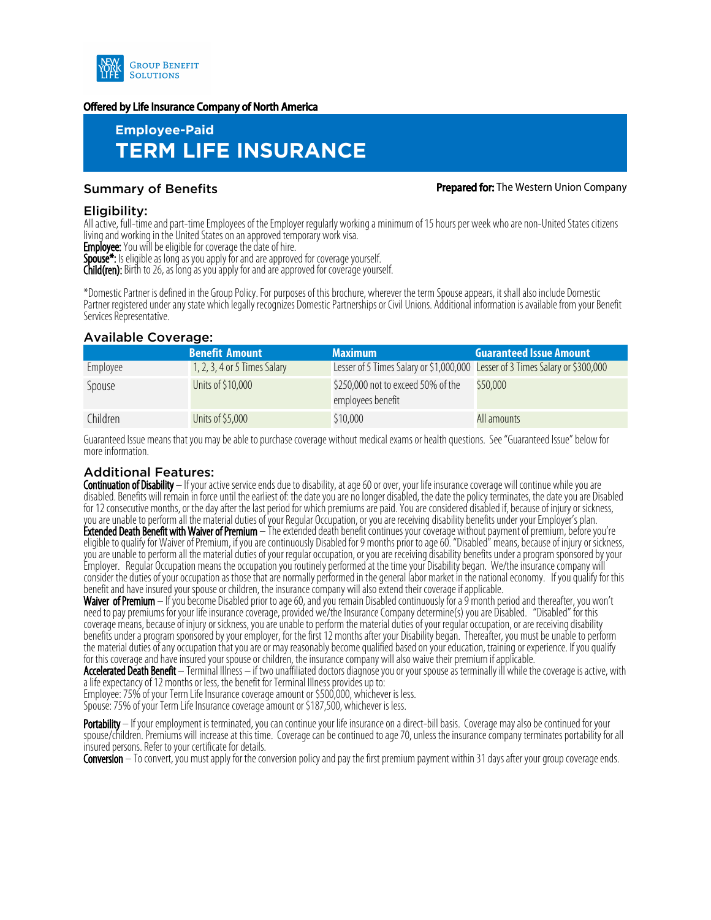NEW YORK LIFE GROUP BENEFIT SOLUTIONS

**Offered by Life Insurance Company of North America**

## Employee-Paid
# TERM LIFE INSURANCE

## Summary of Benefits

**Prepared for:** The Western Union Company

### Eligibility:

All active, full-time and part-time Employees of the Employer regularly working a minimum of 15 hours per week who are non-United States citizens living and working in the United States on an approved temporary work visa.
**Employee:** You will be eligible for coverage the date of hire.
**Spouse*:** Is eligible as long as you apply for and are approved for coverage yourself.
**Child(ren):** Birth to 26, as long as you apply for and are approved for coverage yourself.

*Domestic Partner is defined in the Group Policy. For purposes of this brochure, wherever the term Spouse appears, it shall also include Domestic Partner registered under any state which legally recognizes Domestic Partnerships or Civil Unions. Additional information is available from your Benefit Services Representative.

### Available Coverage:

| | Benefit Amount | Maximum | Guaranteed Issue Amount |
|---|---|---|---|
| Employee | 1, 2, 3, 4 or 5 Times Salary | Lesser of 5 Times Salary or $1,000,000 | Lesser of 3 Times Salary or $300,000 |
| Spouse | Units of $10,000 | $250,000 not to exceed 50% of the employees benefit | $50,000 |
| Children | Units of $5,000 | $10,000 | All amounts |

Guaranteed Issue means that you may be able to purchase coverage without medical exams or health questions. See "Guaranteed Issue" below for more information.

### Additional Features:

**Continuation of Disability** – If your active service ends due to disability, at age 60 or over, your life insurance coverage will continue while you are disabled. Benefits will remain in force until the earliest of: the date you are no longer disabled, the date the policy terminates, the date you are Disabled for 12 consecutive months, or the day after the last period for which premiums are paid. You are considered disabled if, because of injury or sickness, you are unable to perform all the material duties of your Regular Occupation, or you are receiving disability benefits under your Employer's plan.
**Extended Death Benefit with Waiver of Premium** – The extended death benefit continues your coverage without payment of premium, before you're eligible to qualify for Waiver of Premium, if you are continuously Disabled for 9 months prior to age 60. "Disabled" means, because of injury or sickness, you are unable to perform all the material duties of your regular occupation, or you are receiving disability benefits under a program sponsored by your Employer. Regular Occupation means the occupation you routinely performed at the time your Disability began. We/the insurance company will consider the duties of your occupation as those that are normally performed in the general labor market in the national economy. If you qualify for this benefit and have insured your spouse or children, the insurance company will also extend their coverage if applicable.
**Waiver of Premium** – If you become Disabled prior to age 60, and you remain Disabled continuously for a 9 month period and thereafter, you won't need to pay premiums for your life insurance coverage, provided we/the Insurance Company determine(s) you are Disabled. "Disabled" for this coverage means, because of injury or sickness, you are unable to perform the material duties of your regular occupation, or are receiving disability benefits under a program sponsored by your employer, for the first 12 months after your Disability began. Thereafter, you must be unable to perform the material duties of any occupation that you are or may reasonably become qualified based on your education, training or experience. If you qualify for this coverage and have insured your spouse or children, the insurance company will also waive their premium if applicable.
**Accelerated Death Benefit** – Terminal Illness – if two unaffiliated doctors diagnose you or your spouse as terminally ill while the coverage is active, with a life expectancy of 12 months or less, the benefit for Terminal Illness provides up to:
Employee: 75% of your Term Life Insurance coverage amount or $500,000, whichever is less.
Spouse: 75% of your Term Life Insurance coverage amount or $187,500, whichever is less.

**Portability** – If your employment is terminated, you can continue your life insurance on a direct-bill basis. Coverage may also be continued for your spouse/children. Premiums will increase at this time. Coverage can be continued to age 70, unless the insurance company terminates portability for all insured persons. Refer to your certificate for details.
**Conversion** – To convert, you must apply for the conversion policy and pay the first premium payment within 31 days after your group coverage ends.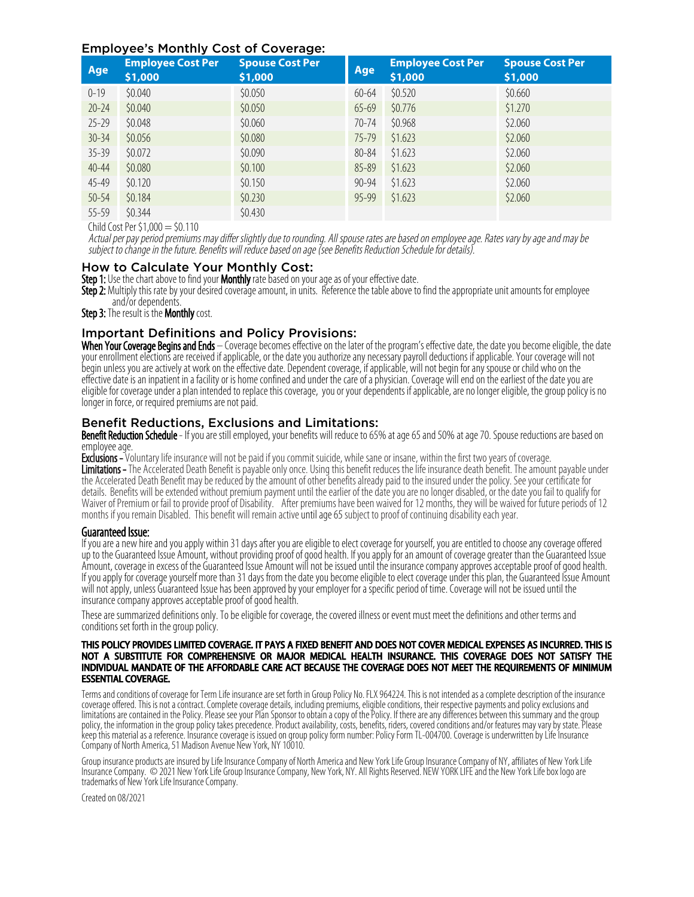## Employee's Monthly Cost of Coverage:

| Age | Employee Cost Per $1,000 | Spouse Cost Per $1,000 | Age | Employee Cost Per $1,000 | Spouse Cost Per $1,000 |
|---|---|---|---|---|---|
| 0-19 | $0.040 | $0.050 | 60-64 | $0.520 | $0.660 |
| 20-24 | $0.040 | $0.050 | 65-69 | $0.776 | $1.270 |
| 25-29 | $0.048 | $0.060 | 70-74 | $0.968 | $2.060 |
| 30-34 | $0.056 | $0.080 | 75-79 | $1.623 | $2.060 |
| 35-39 | $0.072 | $0.090 | 80-84 | $1.623 | $2.060 |
| 40-44 | $0.080 | $0.100 | 85-89 | $1.623 | $2.060 |
| 45-49 | $0.120 | $0.150 | 90-94 | $1.623 | $2.060 |
| 50-54 | $0.184 | $0.230 | 95-99 | $1.623 | $2.060 |
| 55-59 | $0.344 | $0.430 | | | |

Child Cost Per $1,000 = $0.110

*Actual per pay period premiums may differ slightly due to rounding. All spouse rates are based on employee age. Rates vary by age and may be subject to change in the future. Benefits will reduce based on age (see Benefits Reduction Schedule for details).*

## How to Calculate Your Monthly Cost:

**Step 1:** Use the chart above to find your **Monthly** rate based on your age as of your effective date.

**Step 2:** Multiply this rate by your desired coverage amount, in units. Reference the table above to find the appropriate unit amounts for employee and/or dependents.

**Step 3:** The result is the **Monthly** cost.

## Important Definitions and Policy Provisions:

**When Your Coverage Begins and Ends** – Coverage becomes effective on the later of the program's effective date, the date you become eligible, the date your enrollment elections are received if applicable, or the date you authorize any necessary payroll deductions if applicable. Your coverage will not begin unless you are actively at work on the effective date. Dependent coverage, if applicable, will not begin for any spouse or child who on the effective date is an inpatient in a facility or is home confined and under the care of a physician. Coverage will end on the earliest of the date you are eligible for coverage under a plan intended to replace this coverage, you or your dependents if applicable, are no longer eligible, the group policy is no longer in force, or required premiums are not paid.

## Benefit Reductions, Exclusions and Limitations:

**Benefit Reduction Schedule** - If you are still employed, your benefits will reduce to 65% at age 65 and 50% at age 70. Spouse reductions are based on employee age.

**Exclusions** – Voluntary life insurance will not be paid if you commit suicide, while sane or insane, within the first two years of coverage.

**Limitations** – The Accelerated Death Benefit is payable only once. Using this benefit reduces the life insurance death benefit. The amount payable under the Accelerated Death Benefit may be reduced by the amount of other benefits already paid to the insured under the policy. See your certificate for details. Benefits will be extended without premium payment until the earlier of the date you are no longer disabled, or the date you fail to qualify for Waiver of Premium or fail to provide proof of Disability. After premiums have been waived for 12 months, they will be waived for future periods of 12 months if you remain Disabled. This benefit will remain active until age 65 subject to proof of continuing disability each year.

### Guaranteed Issue:

If you are a new hire and you apply within 31 days after you are eligible to elect coverage for yourself, you are entitled to choose any coverage offered up to the Guaranteed Issue Amount, without providing proof of good health. If you apply for an amount of coverage greater than the Guaranteed Issue Amount, coverage in excess of the Guaranteed Issue Amount will not be issued until the insurance company approves acceptable proof of good health. If you apply for coverage yourself more than 31 days from the date you become eligible to elect coverage under this plan, the Guaranteed Issue Amount will not apply, unless Guaranteed Issue has been approved by your employer for a specific period of time. Coverage will not be issued until the insurance company approves acceptable proof of good health.

These are summarized definitions only. To be eligible for coverage, the covered illness or event must meet the definitions and other terms and conditions set forth in the group policy.

**THIS POLICY PROVIDES LIMITED COVERAGE. IT PAYS A FIXED BENEFIT AND DOES NOT COVER MEDICAL EXPENSES AS INCURRED. THIS IS NOT A SUBSTITUTE FOR COMPREHENSIVE OR MAJOR MEDICAL HEALTH INSURANCE. THIS COVERAGE DOES NOT SATISFY THE INDIVIDUAL MANDATE OF THE AFFORDABLE CARE ACT BECAUSE THE COVERAGE DOES NOT MEET THE REQUIREMENTS OF MINIMUM ESSENTIAL COVERAGE.**

Terms and conditions of coverage for Term Life insurance are set forth in Group Policy No. FLX 964224. This is not intended as a complete description of the insurance coverage offered. This is not a contract. Complete coverage details, including premiums, eligible conditions, their respective payments and policy exclusions and limitations are contained in the Policy. Please see your Plan Sponsor to obtain a copy of the Policy. If there are any differences between this summary and the group policy, the information in the group policy takes precedence. Product availability, costs, benefits, riders, covered conditions and/or features may vary by state. Please keep this material as a reference. Insurance coverage is issued on group policy form number: Policy Form TL-004700. Coverage is underwritten by Life Insurance Company of North America, 51 Madison Avenue New York, NY 10010.

Group insurance products are insured by Life Insurance Company of North America and New York Life Group Insurance Company of NY, affiliates of New York Life Insurance Company. © 2021 New York Life Group Insurance Company, New York, NY. All Rights Reserved. NEW YORK LIFE and the New York Life box logo are trademarks of New York Life Insurance Company.

Created on 08/2021